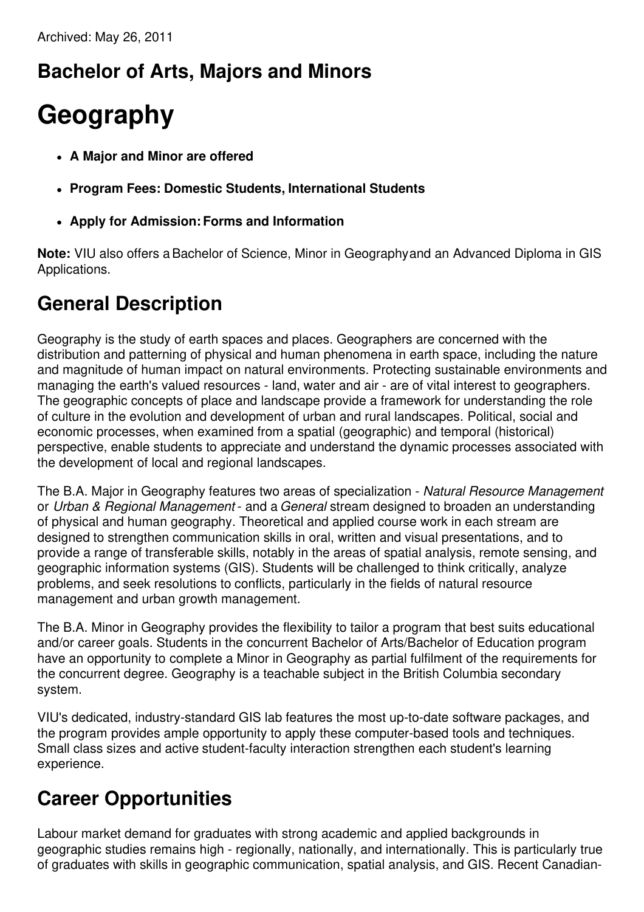Archived: May 26, 2011

## Bachelor of Arts, Majors and Minors

# Geography

- **A Major and Minor are offered**
- **Program Fees: Domestic Students, International Students**
- **Apply for Admission: Forms and Information**

**Note:** VIU also offers a Bachelor of Science, Minor in Geography and an Advanced Diploma in GIS Applications.

## General Description

Geography is the study of earth spaces and places. Geographers are concerned with the distribution and patterning of physical and human phenomena in earth space, including the nature and magnitude of human impact on natural environments. Protecting sustainable environments and managing the earth's valued resources - land, water and air - are of vital interest to geographers. The geographic concepts of place and landscape provide a framework for understanding the role of culture in the evolution and development of urban and rural landscapes. Political, social and economic processes, when examined from a spatial (geographic) and temporal (historical) perspective, enable students to appreciate and understand the dynamic processes associated with the development of local and regional landscapes.

The B.A. Major in Geography features two areas of specialization - *Natural Resource Management* or *Urban & Regional Management* - and a *General* stream designed to broaden an understanding of physical and human geography. Theoretical and applied course work in each stream are designed to strengthen communication skills in oral, written and visual presentations, and to provide a range of transferable skills, notably in the areas of spatial analysis, remote sensing, and geographic information systems (GIS). Students will be challenged to think critically, analyze problems, and seek resolutions to conflicts, particularly in the fields of natural resource management and urban growth management.

The B.A. Minor in Geography provides the flexibility to tailor a program that best suits educational and/or career goals. Students in the concurrent Bachelor of Arts/Bachelor of Education program have an opportunity to complete a Minor in Geography as partial fulfilment of the requirements for the concurrent degree. Geography is a teachable subject in the British Columbia secondary system.

VIU's dedicated, industry-standard GIS lab features the most up-to-date software packages, and the program provides ample opportunity to apply these computer-based tools and techniques. Small class sizes and active student-faculty interaction strengthen each student's learning experience.

## Career Opportunities

Labour market demand for graduates with strong academic and applied backgrounds in geographic studies remains high - regionally, nationally, and internationally. This is particularly true of graduates with skills in geographic communication, spatial analysis, and GIS. Recent Canadian-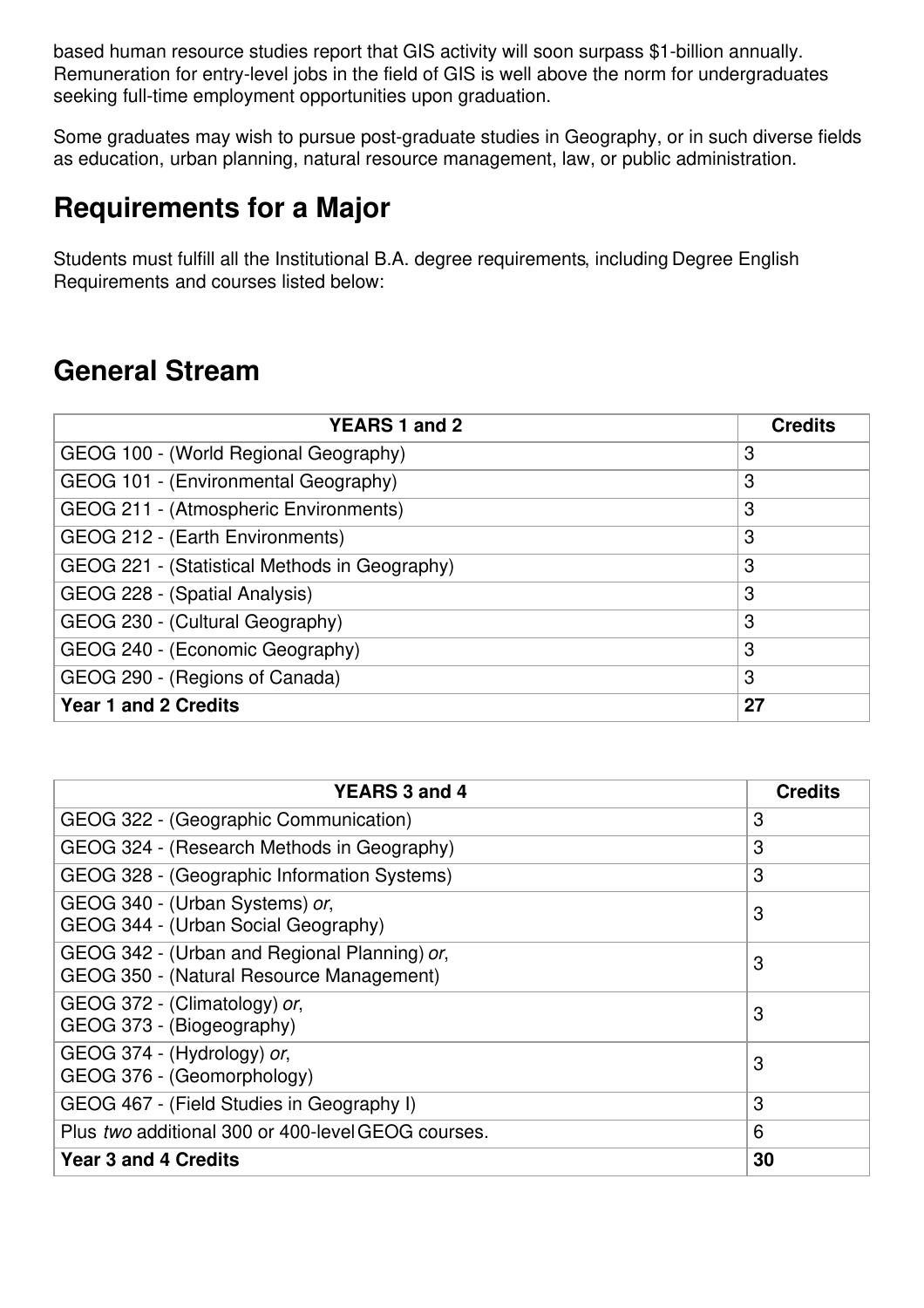based human resource studies report that GIS activity will soon surpass $1-billion annually. Remuneration for entry-level jobs in the field of GIS is well above the norm for undergraduates seeking full-time employment opportunities upon graduation.

Some graduates may wish to pursue post-graduate studies in Geography, or in such diverse fields as education, urban planning, natural resource management, law, or public administration.

## Requirements for a Major

Students must fulfill all the Institutional B.A. degree requirements, including Degree English Requirements and courses listed below:

## General Stream

| YEARS 1 and 2 | Credits |
|---|---|
| GEOG 100 - (World Regional Geography) | 3 |
| GEOG 101 - (Environmental Geography) | 3 |
| GEOG 211 - (Atmospheric Environments) | 3 |
| GEOG 212 - (Earth Environments) | 3 |
| GEOG 221 - (Statistical Methods in Geography) | 3 |
| GEOG 228 - (Spatial Analysis) | 3 |
| GEOG 230 - (Cultural Geography) | 3 |
| GEOG 240 - (Economic Geography) | 3 |
| GEOG 290 - (Regions of Canada) | 3 |
| **Year 1 and 2 Credits** | **27** |

| YEARS 3 and 4 | Credits |
|---|---|
| GEOG 322 - (Geographic Communication) | 3 |
| GEOG 324 - (Research Methods in Geography) | 3 |
| GEOG 328 - (Geographic Information Systems) | 3 |
| GEOG 340 - (Urban Systems) *or*, GEOG 344 - (Urban Social Geography) | 3 |
| GEOG 342 - (Urban and Regional Planning) *or*, GEOG 350 - (Natural Resource Management) | 3 |
| GEOG 372 - (Climatology) *or*, GEOG 373 - (Biogeography) | 3 |
| GEOG 374 - (Hydrology) *or*, GEOG 376 - (Geomorphology) | 3 |
| GEOG 467 - (Field Studies in Geography I) | 3 |
| Plus *two* additional 300 or 400-level GEOG courses. | 6 |
| **Year 3 and 4 Credits** | **30** |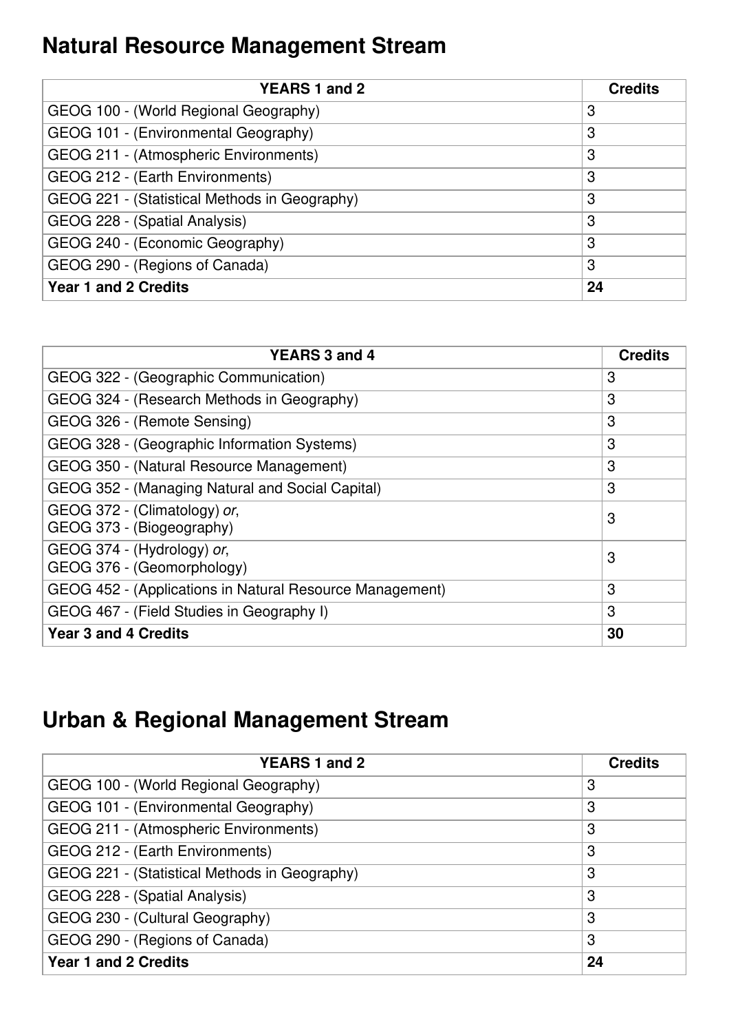## Natural Resource Management Stream

| YEARS 1 and 2 | Credits |
|---|---|
| GEOG 100 - (World Regional Geography) | 3 |
| GEOG 101 - (Environmental Geography) | 3 |
| GEOG 211 - (Atmospheric Environments) | 3 |
| GEOG 212 - (Earth Environments) | 3 |
| GEOG 221 - (Statistical Methods in Geography) | 3 |
| GEOG 228 - (Spatial Analysis) | 3 |
| GEOG 240 - (Economic Geography) | 3 |
| GEOG 290 - (Regions of Canada) | 3 |
| **Year 1 and 2 Credits** | **24** |

| YEARS 3 and 4 | Credits |
|---|---|
| GEOG 322 - (Geographic Communication) | 3 |
| GEOG 324 - (Research Methods in Geography) | 3 |
| GEOG 326 - (Remote Sensing) | 3 |
| GEOG 328 - (Geographic Information Systems) | 3 |
| GEOG 350 - (Natural Resource Management) | 3 |
| GEOG 352 - (Managing Natural and Social Capital) | 3 |
| GEOG 372 - (Climatology) *or*, GEOG 373 - (Biogeography) | 3 |
| GEOG 374 - (Hydrology) *or*, GEOG 376 - (Geomorphology) | 3 |
| GEOG 452 - (Applications in Natural Resource Management) | 3 |
| GEOG 467 - (Field Studies in Geography I) | 3 |
| **Year 3 and 4 Credits** | **30** |

## Urban & Regional Management Stream

| YEARS 1 and 2 | Credits |
|---|---|
| GEOG 100 - (World Regional Geography) | 3 |
| GEOG 101 - (Environmental Geography) | 3 |
| GEOG 211 - (Atmospheric Environments) | 3 |
| GEOG 212 - (Earth Environments) | 3 |
| GEOG 221 - (Statistical Methods in Geography) | 3 |
| GEOG 228 - (Spatial Analysis) | 3 |
| GEOG 230 - (Cultural Geography) | 3 |
| GEOG 290 - (Regions of Canada) | 3 |
| **Year 1 and 2 Credits** | **24** |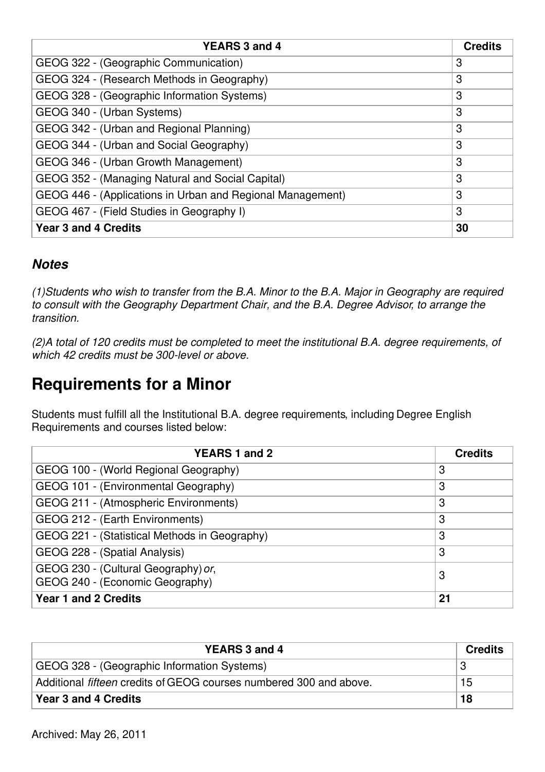| YEARS 3 and 4 | Credits |
|---|---|
| GEOG 322 - (Geographic Communication) | 3 |
| GEOG 324 - (Research Methods in Geography) | 3 |
| GEOG 328 - (Geographic Information Systems) | 3 |
| GEOG 340 - (Urban Systems) | 3 |
| GEOG 342 - (Urban and Regional Planning) | 3 |
| GEOG 344 - (Urban and Social Geography) | 3 |
| GEOG 346 - (Urban Growth Management) | 3 |
| GEOG 352 - (Managing Natural and Social Capital) | 3 |
| GEOG 446 - (Applications in Urban and Regional Management) | 3 |
| GEOG 467 - (Field Studies in Geography I) | 3 |
| **Year 3 and 4 Credits** | **30** |

### *Notes*

*(1)Students who wish to transfer from the B.A. Minor to the B.A. Major in Geography are required to consult with the Geography Department Chair, and the B.A. Degree Advisor, to arrange the transition.*

*(2)A total of 120 credits must be completed to meet the institutional B.A. degree requirements, of which 42 credits must be 300-level or above.*

## Requirements for a Minor

Students must fulfill all the Institutional B.A. degree requirements, including Degree English Requirements and courses listed below:

| YEARS 1 and 2 | Credits |
|---|---|
| GEOG 100 - (World Regional Geography) | 3 |
| GEOG 101 - (Environmental Geography) | 3 |
| GEOG 211 - (Atmospheric Environments) | 3 |
| GEOG 212 - (Earth Environments) | 3 |
| GEOG 221 - (Statistical Methods in Geography) | 3 |
| GEOG 228 - (Spatial Analysis) | 3 |
| GEOG 230 - (Cultural Geography) *or*, GEOG 240 - (Economic Geography) | 3 |
| **Year 1 and 2 Credits** | **21** |

| YEARS 3 and 4 | Credits |
|---|---|
| GEOG 328 - (Geographic Information Systems) | 3 |
| Additional *fifteen* credits of GEOG courses numbered 300 and above. | 15 |
| **Year 3 and 4 Credits** | **18** |

Archived: May 26, 2011